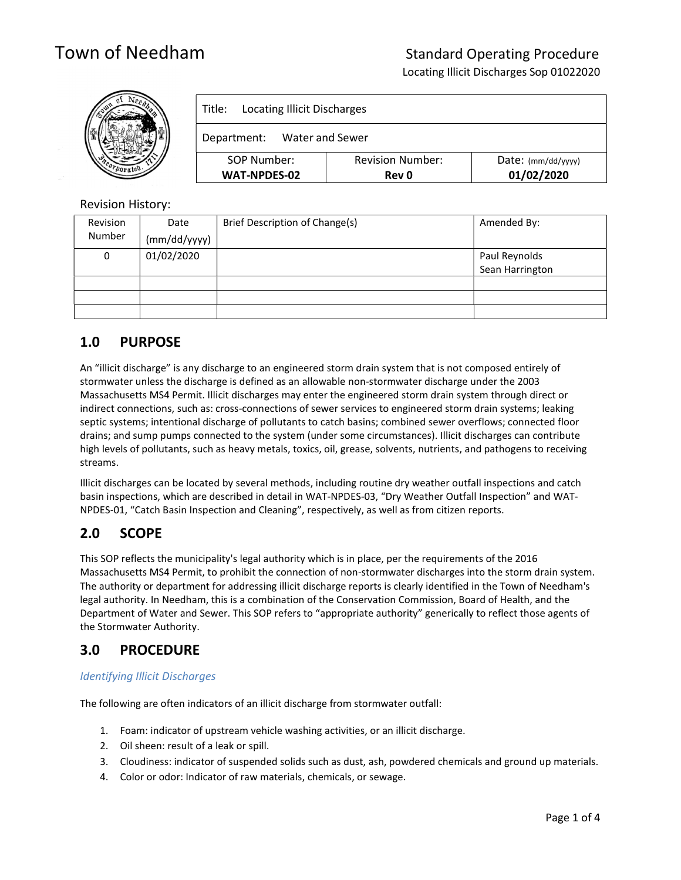# Town of Needham

Standard Operating Procedure

Locating Illicit Discharges Sop 01022020

| Title: Locating Illicit Discharges | | |
|---|---|---|
| Department: Water and Sewer | | |
| SOP Number: **WAT-NPDES-02** | Revision Number: **Rev 0** | Date: (mm/dd/yyyy) **01/02/2020** |

Revision History:

| Revision Number | Date (mm/dd/yyyy) | Brief Description of Change(s) | Amended By: |
|---|---|---|---|
| 0 | 01/02/2020 | | Paul Reynolds<br>Sean Harrington |
| | | | |
| | | | |
| | | | |

## 1.0 PURPOSE

An "illicit discharge" is any discharge to an engineered storm drain system that is not composed entirely of stormwater unless the discharge is defined as an allowable non-stormwater discharge under the 2003 Massachusetts MS4 Permit. Illicit discharges may enter the engineered storm drain system through direct or indirect connections, such as: cross-connections of sewer services to engineered storm drain systems; leaking septic systems; intentional discharge of pollutants to catch basins; combined sewer overflows; connected floor drains; and sump pumps connected to the system (under some circumstances). Illicit discharges can contribute high levels of pollutants, such as heavy metals, toxics, oil, grease, solvents, nutrients, and pathogens to receiving streams.

Illicit discharges can be located by several methods, including routine dry weather outfall inspections and catch basin inspections, which are described in detail in WAT-NPDES-03, "Dry Weather Outfall Inspection" and WAT-NPDES-01, "Catch Basin Inspection and Cleaning", respectively, as well as from citizen reports.

## 2.0 SCOPE

This SOP reflects the municipality's legal authority which is in place, per the requirements of the 2016 Massachusetts MS4 Permit, to prohibit the connection of non-stormwater discharges into the storm drain system. The authority or department for addressing illicit discharge reports is clearly identified in the Town of Needham's legal authority. In Needham, this is a combination of the Conservation Commission, Board of Health, and the Department of Water and Sewer. This SOP refers to "appropriate authority" generically to reflect those agents of the Stormwater Authority.

## 3.0 PROCEDURE

### *Identifying Illicit Discharges*

The following are often indicators of an illicit discharge from stormwater outfall:

1. Foam: indicator of upstream vehicle washing activities, or an illicit discharge.
2. Oil sheen: result of a leak or spill.
3. Cloudiness: indicator of suspended solids such as dust, ash, powdered chemicals and ground up materials.
4. Color or odor: Indicator of raw materials, chemicals, or sewage.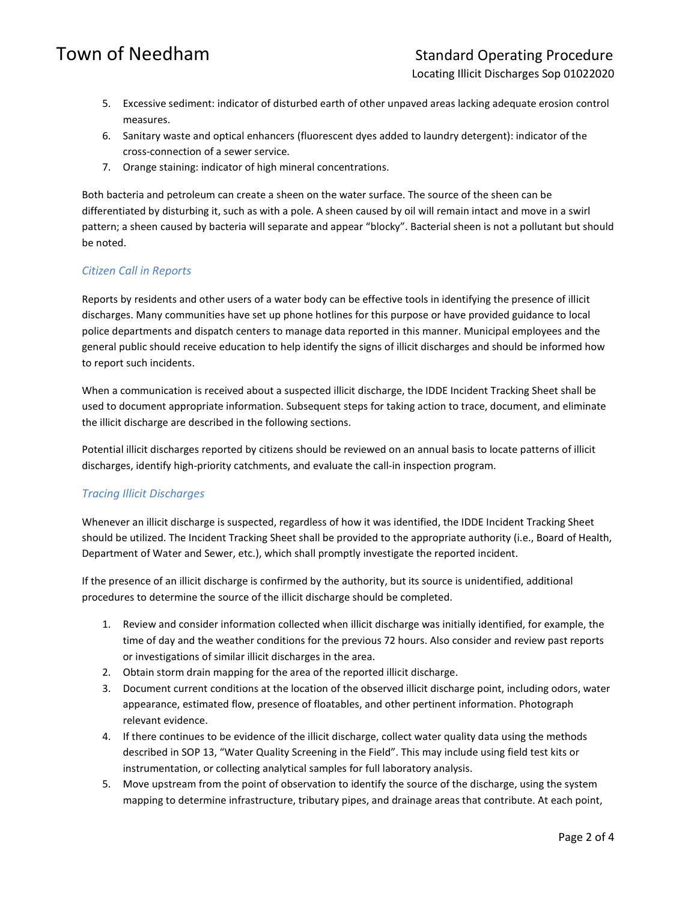5. Excessive sediment: indicator of disturbed earth of other unpaved areas lacking adequate erosion control measures.
6. Sanitary waste and optical enhancers (fluorescent dyes added to laundry detergent): indicator of the cross-connection of a sewer service.
7. Orange staining: indicator of high mineral concentrations.

Both bacteria and petroleum can create a sheen on the water surface. The source of the sheen can be differentiated by disturbing it, such as with a pole. A sheen caused by oil will remain intact and move in a swirl pattern; a sheen caused by bacteria will separate and appear "blocky". Bacterial sheen is not a pollutant but should be noted.

### *Citizen Call in Reports*

Reports by residents and other users of a water body can be effective tools in identifying the presence of illicit discharges. Many communities have set up phone hotlines for this purpose or have provided guidance to local police departments and dispatch centers to manage data reported in this manner. Municipal employees and the general public should receive education to help identify the signs of illicit discharges and should be informed how to report such incidents.

When a communication is received about a suspected illicit discharge, the IDDE Incident Tracking Sheet shall be used to document appropriate information. Subsequent steps for taking action to trace, document, and eliminate the illicit discharge are described in the following sections.

Potential illicit discharges reported by citizens should be reviewed on an annual basis to locate patterns of illicit discharges, identify high-priority catchments, and evaluate the call-in inspection program.

### *Tracing Illicit Discharges*

Whenever an illicit discharge is suspected, regardless of how it was identified, the IDDE Incident Tracking Sheet should be utilized. The Incident Tracking Sheet shall be provided to the appropriate authority (i.e., Board of Health, Department of Water and Sewer, etc.), which shall promptly investigate the reported incident.

If the presence of an illicit discharge is confirmed by the authority, but its source is unidentified, additional procedures to determine the source of the illicit discharge should be completed.

1. Review and consider information collected when illicit discharge was initially identified, for example, the time of day and the weather conditions for the previous 72 hours. Also consider and review past reports or investigations of similar illicit discharges in the area.
2. Obtain storm drain mapping for the area of the reported illicit discharge.
3. Document current conditions at the location of the observed illicit discharge point, including odors, water appearance, estimated flow, presence of floatables, and other pertinent information. Photograph relevant evidence.
4. If there continues to be evidence of the illicit discharge, collect water quality data using the methods described in SOP 13, "Water Quality Screening in the Field". This may include using field test kits or instrumentation, or collecting analytical samples for full laboratory analysis.
5. Move upstream from the point of observation to identify the source of the discharge, using the system mapping to determine infrastructure, tributary pipes, and drainage areas that contribute. At each point,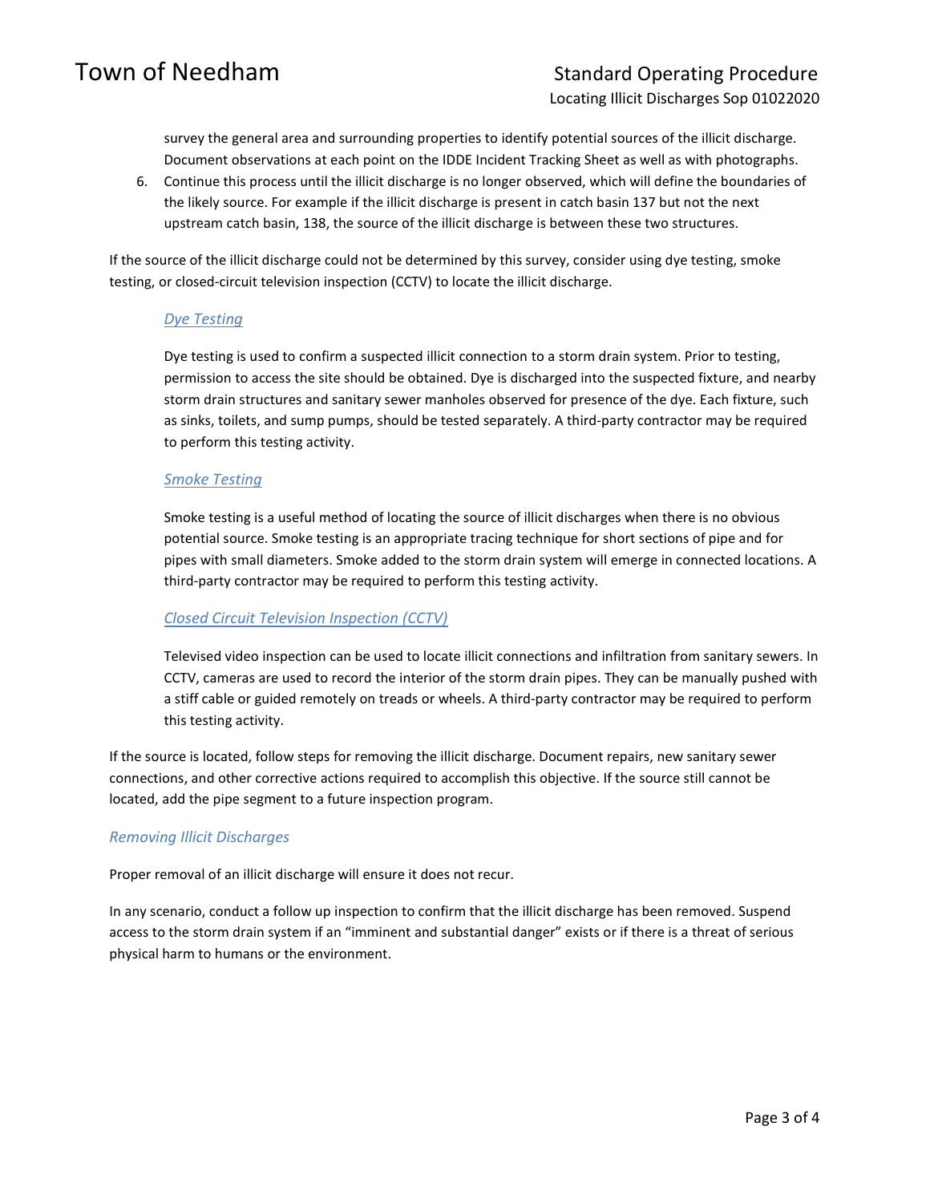survey the general area and surrounding properties to identify potential sources of the illicit discharge. Document observations at each point on the IDDE Incident Tracking Sheet as well as with photographs.

6. Continue this process until the illicit discharge is no longer observed, which will define the boundaries of the likely source. For example if the illicit discharge is present in catch basin 137 but not the next upstream catch basin, 138, the source of the illicit discharge is between these two structures.

If the source of the illicit discharge could not be determined by this survey, consider using dye testing, smoke testing, or closed-circuit television inspection (CCTV) to locate the illicit discharge.

#### *Dye Testing*

Dye testing is used to confirm a suspected illicit connection to a storm drain system. Prior to testing, permission to access the site should be obtained. Dye is discharged into the suspected fixture, and nearby storm drain structures and sanitary sewer manholes observed for presence of the dye. Each fixture, such as sinks, toilets, and sump pumps, should be tested separately. A third-party contractor may be required to perform this testing activity.

#### *Smoke Testing*

Smoke testing is a useful method of locating the source of illicit discharges when there is no obvious potential source. Smoke testing is an appropriate tracing technique for short sections of pipe and for pipes with small diameters. Smoke added to the storm drain system will emerge in connected locations. A third-party contractor may be required to perform this testing activity.

#### *Closed Circuit Television Inspection (CCTV)*

Televised video inspection can be used to locate illicit connections and infiltration from sanitary sewers. In CCTV, cameras are used to record the interior of the storm drain pipes. They can be manually pushed with a stiff cable or guided remotely on treads or wheels. A third-party contractor may be required to perform this testing activity.

If the source is located, follow steps for removing the illicit discharge. Document repairs, new sanitary sewer connections, and other corrective actions required to accomplish this objective. If the source still cannot be located, add the pipe segment to a future inspection program.

### *Removing Illicit Discharges*

Proper removal of an illicit discharge will ensure it does not recur.

In any scenario, conduct a follow up inspection to confirm that the illicit discharge has been removed. Suspend access to the storm drain system if an “imminent and substantial danger” exists or if there is a threat of serious physical harm to humans or the environment.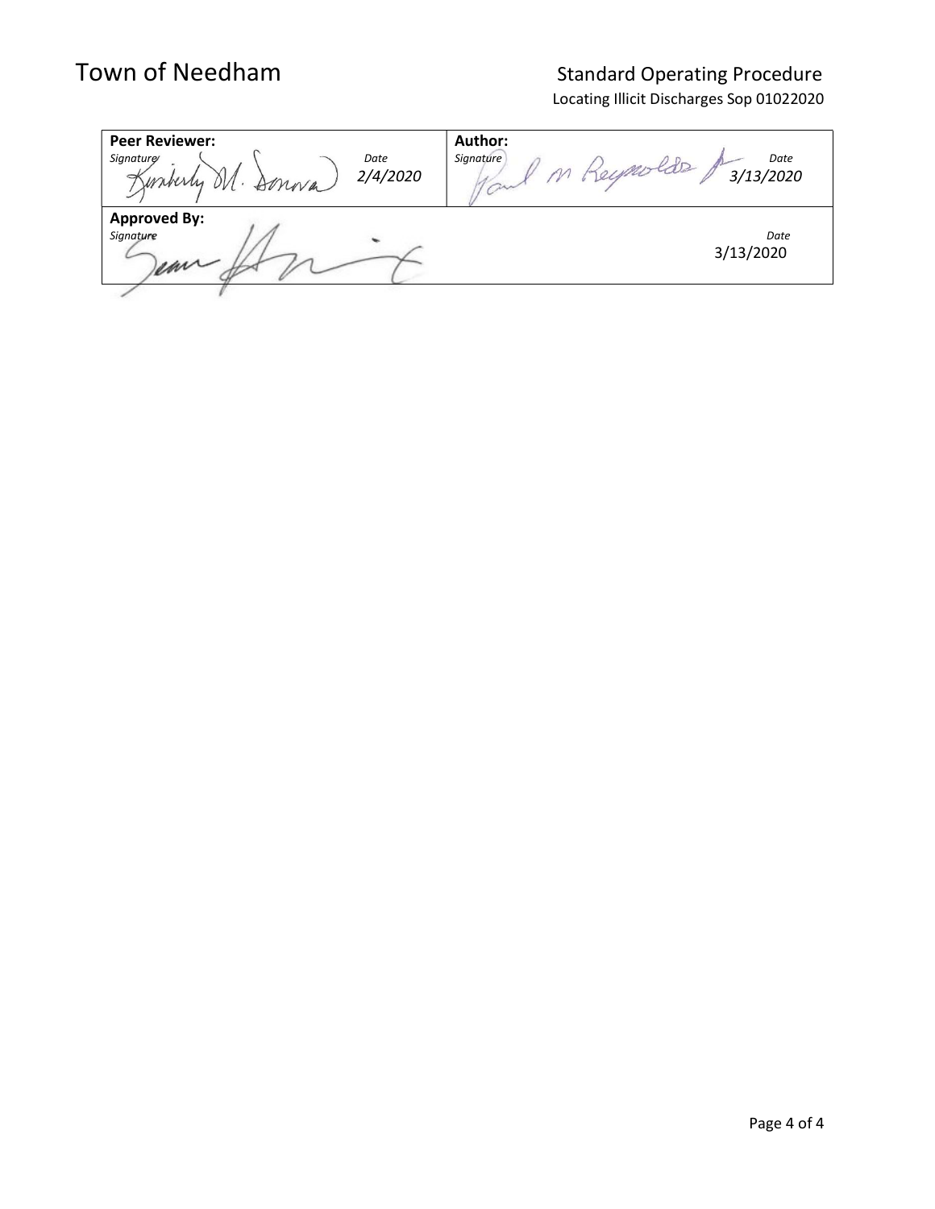| Peer Reviewer: | Author: |
| --- | --- |
| *Signature* Kimberly M. Donova *Date* *2/4/2020* | *Signature* Paul M Reynolds *Date* *3/13/2020* |
| **Approved By:** *Signature* *Date* 3/13/2020 | |